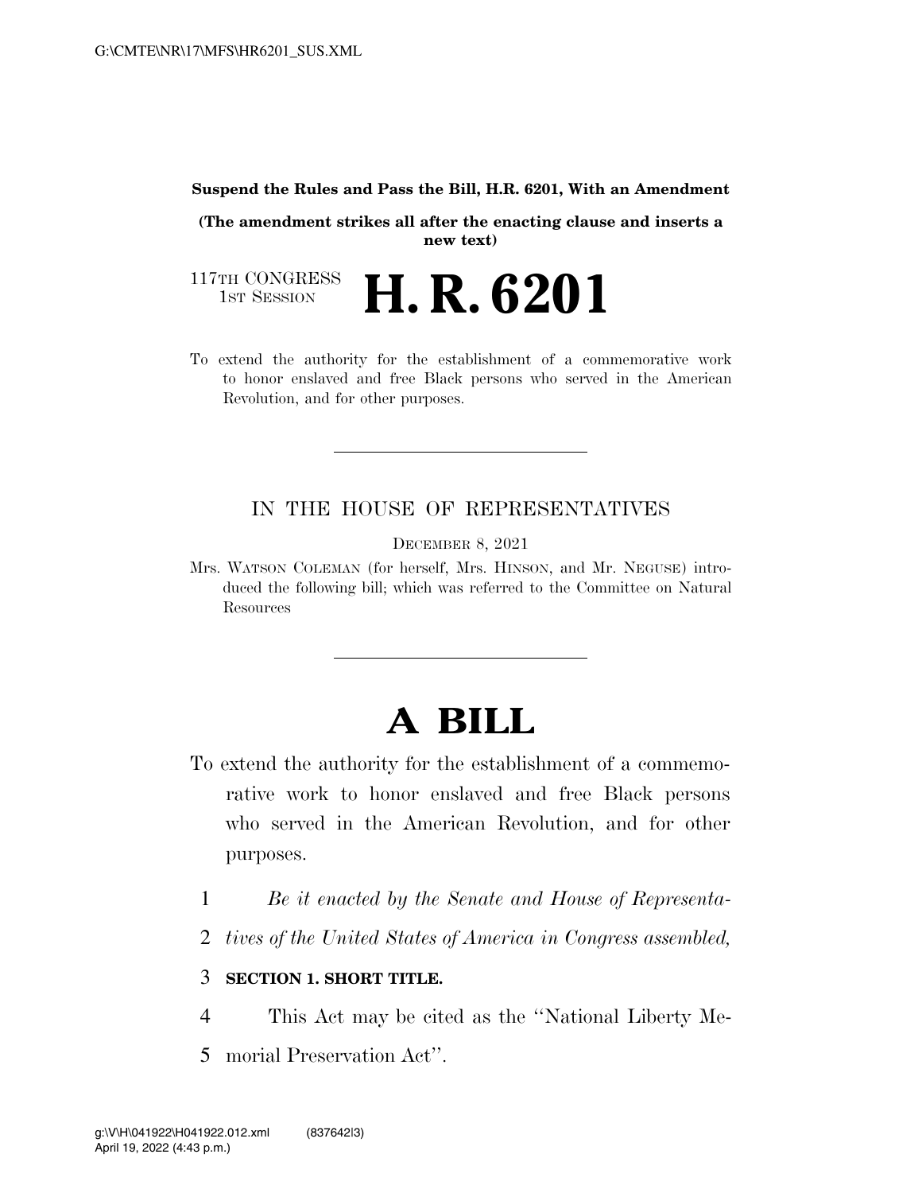**Suspend the Rules and Pass the Bill, H.R. 6201, With an Amendment**

**(The amendment strikes all after the enacting clause and inserts a new text)**

117TH CONGRESS
1ST SESSION

# H. R. 6201

To extend the authority for the establishment of a commemorative work to honor enslaved and free Black persons who served in the American Revolution, and for other purposes.

---

IN THE HOUSE OF REPRESENTATIVES

DECEMBER 8, 2021

Mrs. WATSON COLEMAN (for herself, Mrs. HINSON, and Mr. NEGUSE) introduced the following bill; which was referred to the Committee on Natural Resources

---

# A BILL

To extend the authority for the establishment of a commemorative work to honor enslaved and free Black persons who served in the American Revolution, and for other purposes.

1 *Be it enacted by the Senate and House of Representa-*
2 *tives of the United States of America in Congress assembled,*

3 **SECTION 1. SHORT TITLE.**

4 This Act may be cited as the "National Liberty Me-
5 morial Preservation Act".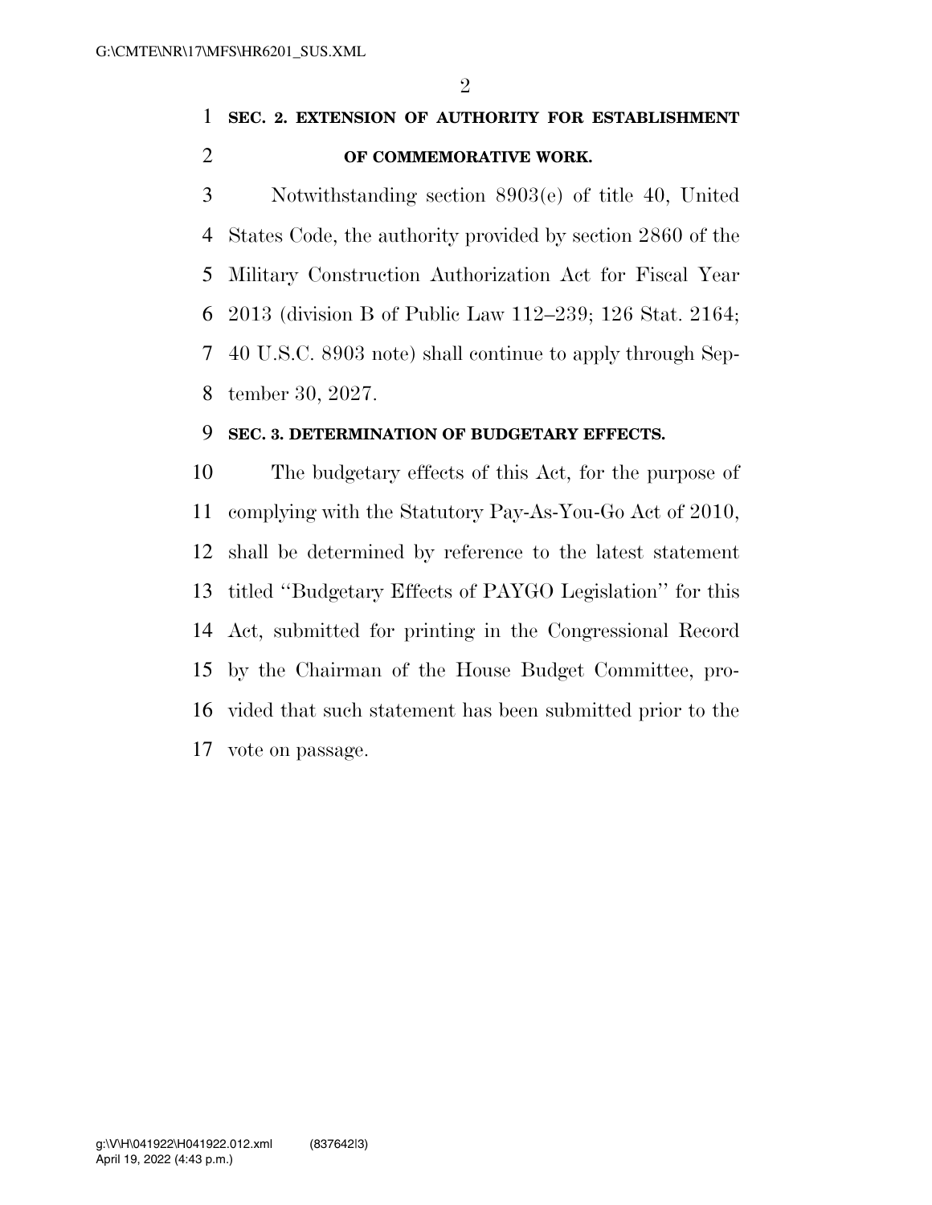**SEC. 2. EXTENSION OF AUTHORITY FOR ESTABLISHMENT OF COMMEMORATIVE WORK.**

Notwithstanding section 8903(e) of title 40, United States Code, the authority provided by section 2860 of the Military Construction Authorization Act for Fiscal Year 2013 (division B of Public Law 112–239; 126 Stat. 2164; 40 U.S.C. 8903 note) shall continue to apply through September 30, 2027.

**SEC. 3. DETERMINATION OF BUDGETARY EFFECTS.**

The budgetary effects of this Act, for the purpose of complying with the Statutory Pay-As-You-Go Act of 2010, shall be determined by reference to the latest statement titled "Budgetary Effects of PAYGO Legislation" for this Act, submitted for printing in the Congressional Record by the Chairman of the House Budget Committee, provided that such statement has been submitted prior to the vote on passage.